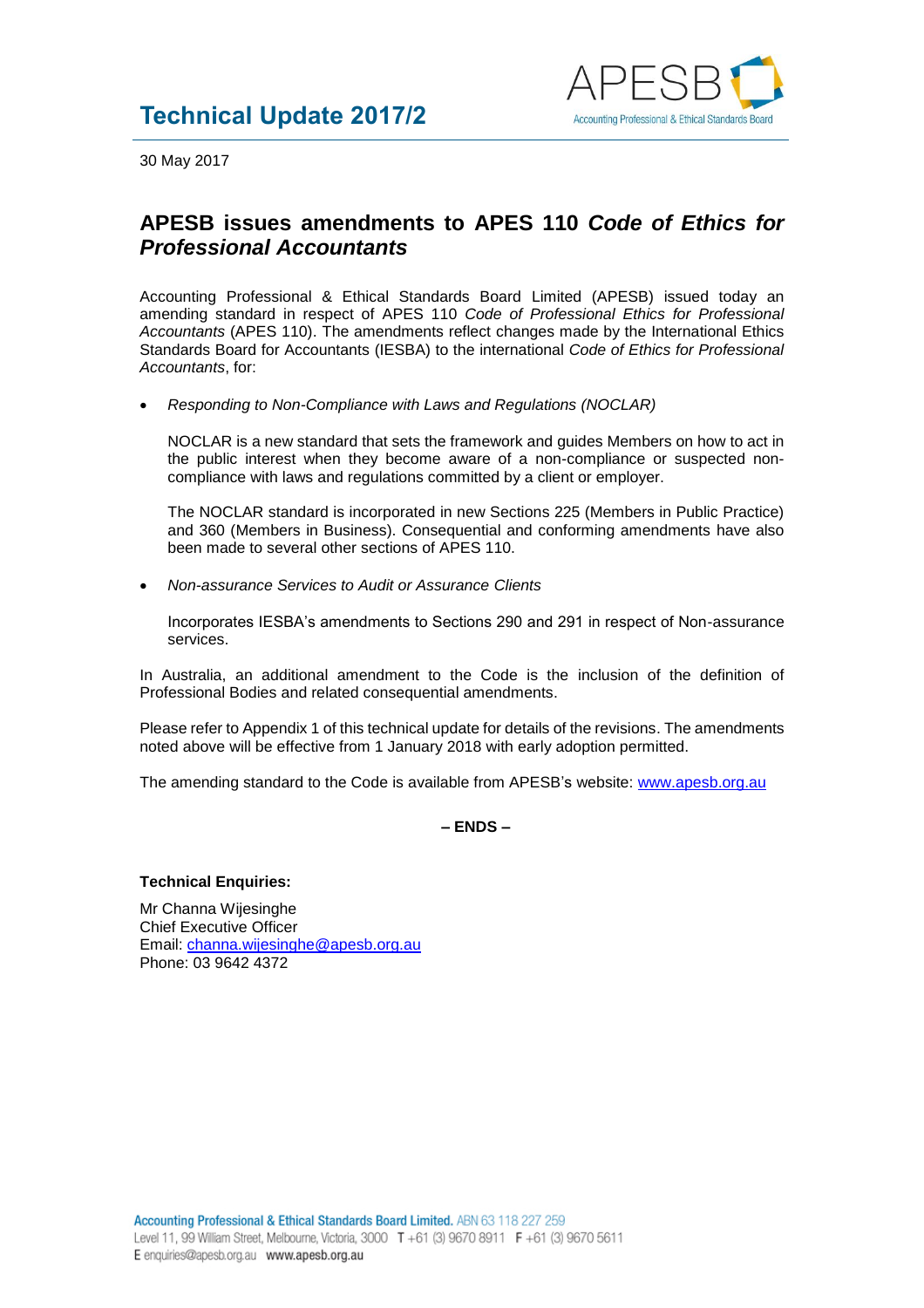# Technical Update 2017/2

30 May 2017

## APESB issues amendments to APES 110 *Code of Ethics for Professional Accountants*

Accounting Professional & Ethical Standards Board Limited (APESB) issued today an amending standard in respect of APES 110 *Code of Professional Ethics for Professional Accountants* (APES 110). The amendments reflect changes made by the International Ethics Standards Board for Accountants (IESBA) to the international *Code of Ethics for Professional Accountants*, for:

- *Responding to Non-Compliance with Laws and Regulations (NOCLAR)*

  NOCLAR is a new standard that sets the framework and guides Members on how to act in the public interest when they become aware of a non-compliance or suspected non-compliance with laws and regulations committed by a client or employer.

  The NOCLAR standard is incorporated in new Sections 225 (Members in Public Practice) and 360 (Members in Business). Consequential and conforming amendments have also been made to several other sections of APES 110.

- *Non-assurance Services to Audit or Assurance Clients*

  Incorporates IESBA's amendments to Sections 290 and 291 in respect of Non-assurance services.

In Australia, an additional amendment to the Code is the inclusion of the definition of Professional Bodies and related consequential amendments.

Please refer to Appendix 1 of this technical update for details of the revisions. The amendments noted above will be effective from 1 January 2018 with early adoption permitted.

The amending standard to the Code is available from APESB's website: [www.apesb.org.au](www.apesb.org.au)

**– ENDS –**

**Technical Enquiries:**

Mr Channa Wijesinghe
Chief Executive Officer
Email: channa.wijesinghe@apesb.org.au
Phone: 03 9642 4372

**Accounting Professional & Ethical Standards Board Limited.** ABN 63 118 227 259
Level 11, 99 William Street, Melbourne, Victoria, 3000 T +61 (3) 9670 8911 F +61 (3) 9670 5611
E enquiries@apesb.org.au **www.apesb.org.au**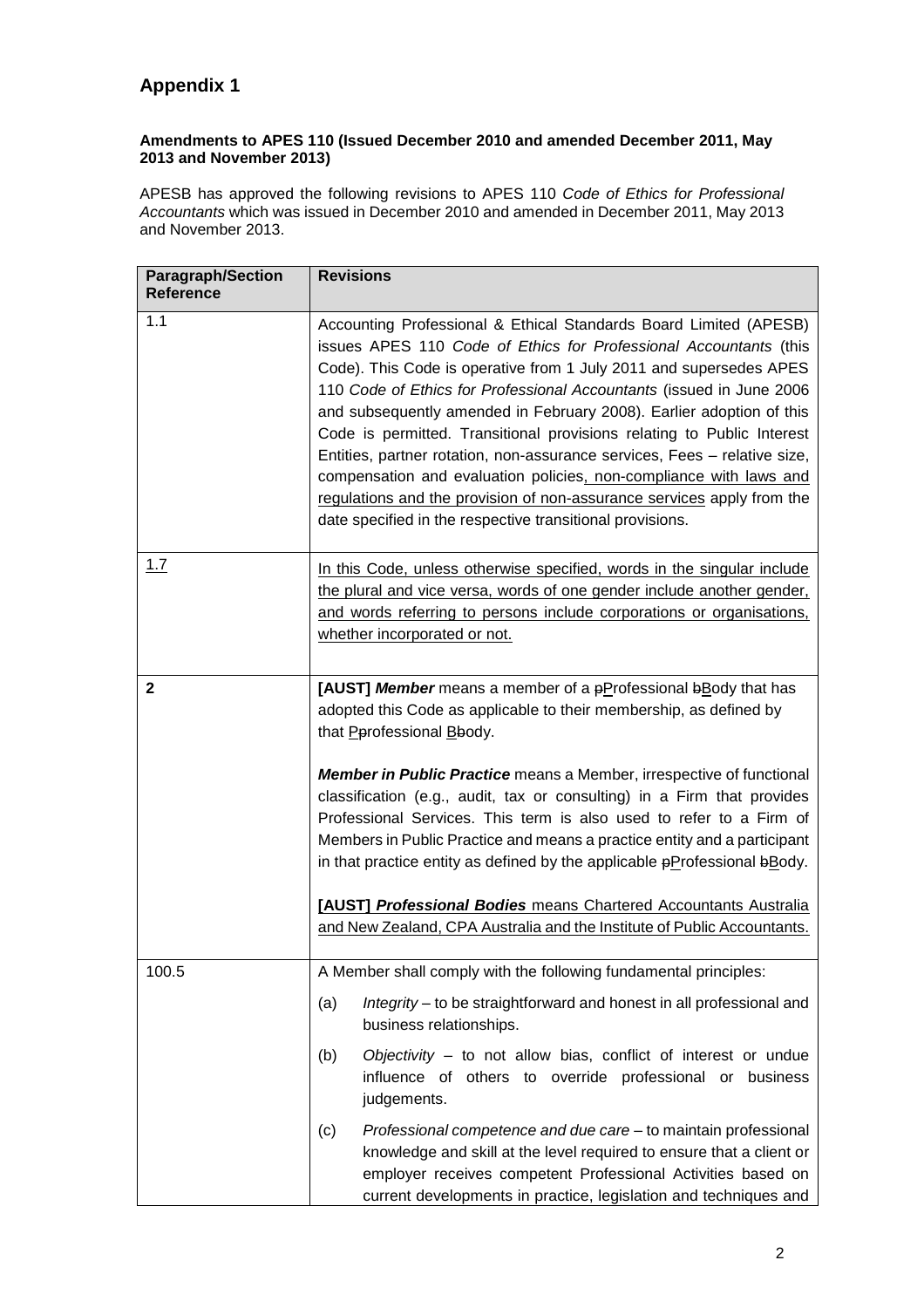## Appendix 1

**Amendments to APES 110 (Issued December 2010 and amended December 2011, May 2013 and November 2013)**

APESB has approved the following revisions to APES 110 *Code of Ethics for Professional Accountants* which was issued in December 2010 and amended in December 2011, May 2013 and November 2013.

| Paragraph/Section Reference | Revisions |
|---|---|
| 1.1 | Accounting Professional & Ethical Standards Board Limited (APESB) issues APES 110 *Code of Ethics for Professional Accountants* (this Code). This Code is operative from 1 July 2011 and supersedes APES 110 *Code of Ethics for Professional Accountants* (issued in June 2006 and subsequently amended in February 2008). Earlier adoption of this Code is permitted. Transitional provisions relating to Public Interest Entities, partner rotation, non-assurance services, Fees – relative size, compensation and evaluation policies, non-compliance with laws and regulations and the provision of non-assurance services apply from the date specified in the respective transitional provisions. |
| 1.7 | In this Code, unless otherwise specified, words in the singular include the plural and vice versa, words of one gender include another gender, and words referring to persons include corporations or organisations, whether incorporated or not. |
| **2** | **[AUST]** ***Member*** means a member of a pProfessional bBody that has adopted this Code as applicable to their membership, as defined by that PProfessional BBody.<br><br>***Member in Public Practice*** means a Member, irrespective of functional classification (e.g., audit, tax or consulting) in a Firm that provides Professional Services. This term is also used to refer to a Firm of Members in Public Practice and means a practice entity and a participant in that practice entity as defined by the applicable pProfessional bBody.<br><br>**[AUST]** ***Professional Bodies*** means Chartered Accountants Australia and New Zealand, CPA Australia and the Institute of Public Accountants. |
| 100.5 | A Member shall comply with the following fundamental principles:<br>(a) *Integrity* – to be straightforward and honest in all professional and business relationships.<br>(b) *Objectivity* – to not allow bias, conflict of interest or undue influence of others to override professional or business judgements.<br>(c) *Professional competence and due care* – to maintain professional knowledge and skill at the level required to ensure that a client or employer receives competent Professional Activities based on current developments in practice, legislation and techniques and |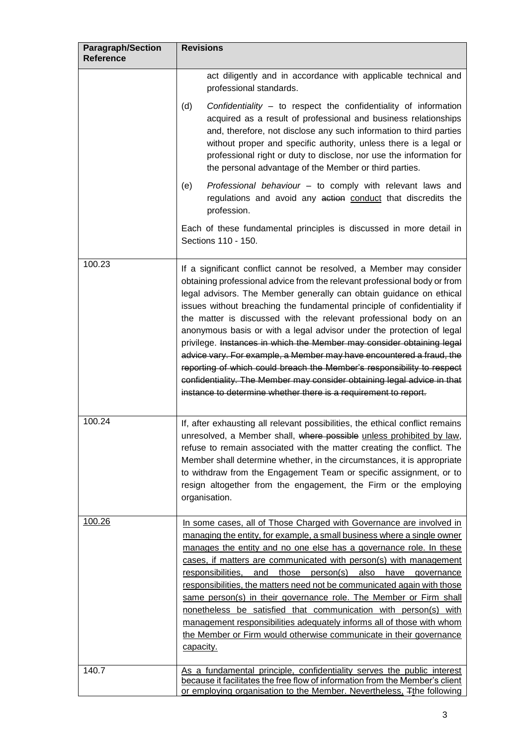| Paragraph/Section Reference | Revisions |
|---|---|
| | act diligently and in accordance with applicable technical and professional standards.<br><br>(d) *Confidentiality* – to respect the confidentiality of information acquired as a result of professional and business relationships and, therefore, not disclose any such information to third parties without proper and specific authority, unless there is a legal or professional right or duty to disclose, nor use the information for the personal advantage of the Member or third parties.<br><br>(e) *Professional behaviour* – to comply with relevant laws and regulations and avoid any ~~action~~ <u>conduct</u> that discredits the profession.<br><br>Each of these fundamental principles is discussed in more detail in Sections 110 - 150. |
| 100.23 | If a significant conflict cannot be resolved, a Member may consider obtaining professional advice from the relevant professional body or from legal advisors. The Member generally can obtain guidance on ethical issues without breaching the fundamental principle of confidentiality if the matter is discussed with the relevant professional body on an anonymous basis or with a legal advisor under the protection of legal privilege. ~~Instances in which the Member may consider obtaining legal advice vary. For example, a Member may have encountered a fraud, the reporting of which could breach the Member's responsibility to respect confidentiality. The Member may consider obtaining legal advice in that instance to determine whether there is a requirement to report.~~ |
| 100.24 | If, after exhausting all relevant possibilities, the ethical conflict remains unresolved, a Member shall, ~~where possible~~ <u>unless prohibited by law</u>, refuse to remain associated with the matter creating the conflict. The Member shall determine whether, in the circumstances, it is appropriate to withdraw from the Engagement Team or specific assignment, or to resign altogether from the engagement, the Firm or the employing organisation. |
| <u>100.26</u> | <u>In some cases, all of Those Charged with Governance are involved in managing the entity, for example, a small business where a single owner manages the entity and no one else has a governance role. In these cases, if matters are communicated with person(s) with management responsibilities, and those person(s) also have governance responsibilities, the matters need not be communicated again with those same person(s) in their governance role. The Member or Firm shall nonetheless be satisfied that communication with person(s) with management responsibilities adequately informs all of those with whom the Member or Firm would otherwise communicate in their governance capacity.</u> |
| 140.7 | <u>As a fundamental principle, confidentiality serves the public interest because it facilitates the free flow of information from the Member's client or employing organisation to the Member. Nevertheless,</u> ~~T~~<u>t</u>he following |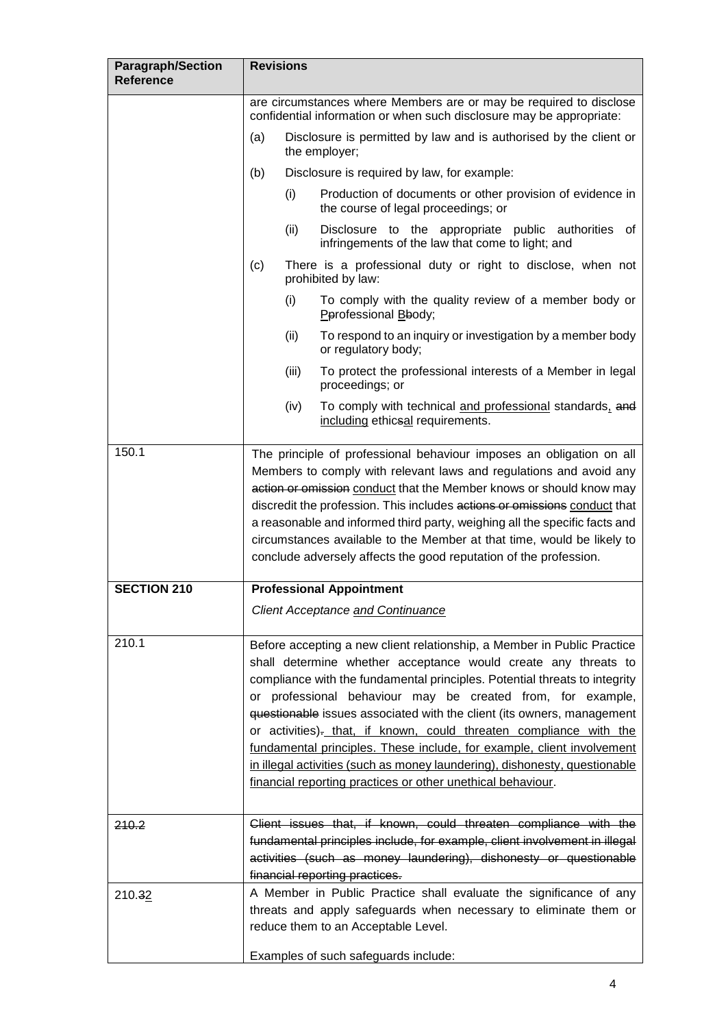| Paragraph/Section Reference | Revisions |
|---|---|
| | are circumstances where Members are or may be required to disclose confidential information or when such disclosure may be appropriate:<br><br>(a) Disclosure is permitted by law and is authorised by the client or the employer;<br><br>(b) Disclosure is required by law, for example:<br><br>(i) Production of documents or other provision of evidence in the course of legal proceedings; or<br><br>(ii) Disclosure to the appropriate public authorities of infringements of the law that come to light; and<br><br>(c) There is a professional duty or right to disclose, when not prohibited by law:<br><br>(i) To comply with the quality review of a member body or <u>P</u>~~p~~rofessional <u>B</u>~~b~~ody;<br><br>(ii) To respond to an inquiry or investigation by a member body or regulatory body;<br><br>(iii) To protect the professional interests of a Member in legal proceedings; or<br><br>(iv) To comply with technical <u>and professional</u> standards<u>,</u> ~~and~~ <u>including</u> ethic~~s~~<u>al</u> requirements. |
| 150.1 | The principle of professional behaviour imposes an obligation on all Members to comply with relevant laws and regulations and avoid any ~~action or omission~~ <u>conduct</u> that the Member knows or should know may discredit the profession. This includes ~~actions or omissions~~ <u>conduct</u> that a reasonable and informed third party, weighing all the specific facts and circumstances available to the Member at that time, would be likely to conclude adversely affects the good reputation of the profession. |
| **SECTION 210** | **Professional Appointment**<br><br>*Client Acceptance <u>and Continuance</u>* |
| 210.1 | Before accepting a new client relationship, a Member in Public Practice shall determine whether acceptance would create any threats to compliance with the fundamental principles. Potential threats to integrity or professional behaviour may be created from, for example, ~~questionable~~ issues associated with the client (its owners, management or activities)~~.~~ <u>that, if known, could threaten compliance with the fundamental principles. These include, for example, client involvement in illegal activities (such as money laundering), dishonesty, questionable financial reporting practices or other unethical behaviour</u>. |
| ~~210.2~~ | ~~Client issues that, if known, could threaten compliance with the fundamental principles include, for example, client involvement in illegal activities (such as money laundering), dishonesty or questionable financial reporting practices.~~ |
| 210.~~3~~<u>2</u> | A Member in Public Practice shall evaluate the significance of any threats and apply safeguards when necessary to eliminate them or reduce them to an Acceptable Level.<br><br>Examples of such safeguards include: |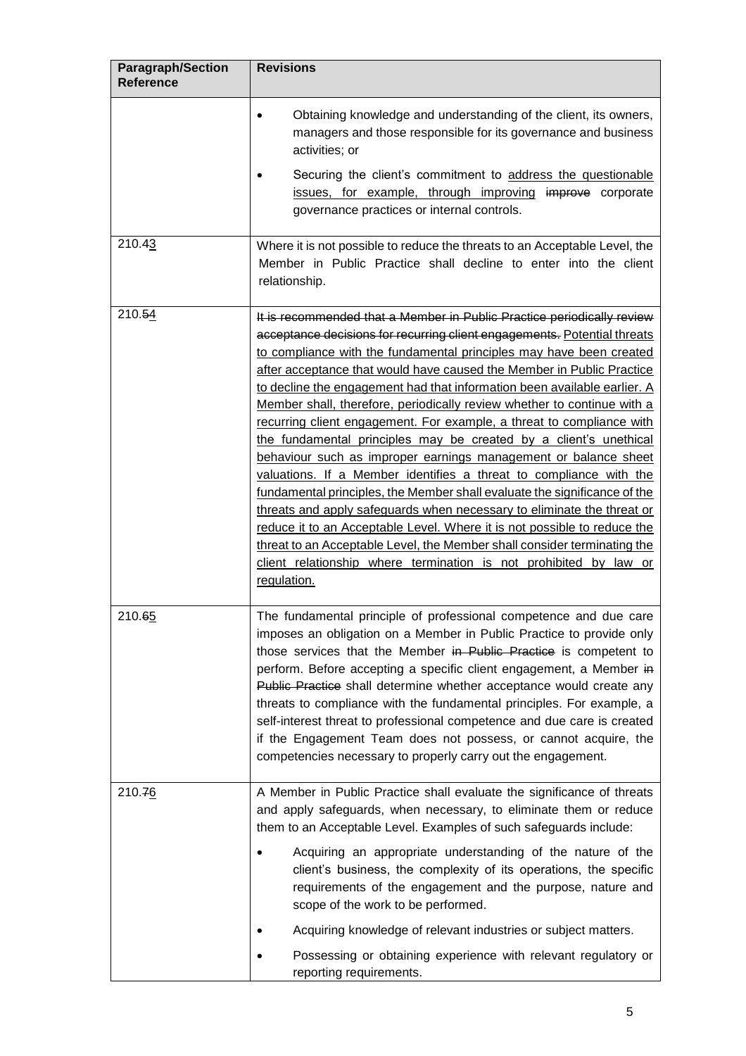| Paragraph/Section Reference | Revisions |
| --- | --- |
| | • Obtaining knowledge and understanding of the client, its owners, managers and those responsible for its governance and business activities; or<br><br>• Securing the client's commitment to <u>address the questionable issues, for example, through improving</u> ~~improve~~ corporate governance practices or internal controls. |
| 210.4<u>3</u> | Where it is not possible to reduce the threats to an Acceptable Level, the Member in Public Practice shall decline to enter into the client relationship. |
| 210.~~5~~<u>4</u> | ~~It is recommended that a Member in Public Practice periodically review acceptance decisions for recurring client engagements.~~ <u>Potential threats to compliance with the fundamental principles may have been created after acceptance that would have caused the Member in Public Practice to decline the engagement had that information been available earlier. A Member shall, therefore, periodically review whether to continue with a recurring client engagement. For example, a threat to compliance with the fundamental principles may be created by a client's unethical behaviour such as improper earnings management or balance sheet valuations. If a Member identifies a threat to compliance with the fundamental principles, the Member shall evaluate the significance of the threats and apply safeguards when necessary to eliminate the threat or reduce it to an Acceptable Level. Where it is not possible to reduce the threat to an Acceptable Level, the Member shall consider terminating the client relationship where termination is not prohibited by law or regulation.</u> |
| 210.~~6~~<u>5</u> | The fundamental principle of professional competence and due care imposes an obligation on a Member in Public Practice to provide only those services that the Member ~~in Public Practice~~ is competent to perform. Before accepting a specific client engagement, a Member ~~in Public Practice~~ shall determine whether acceptance would create any threats to compliance with the fundamental principles. For example, a self-interest threat to professional competence and due care is created if the Engagement Team does not possess, or cannot acquire, the competencies necessary to properly carry out the engagement. |
| 210.~~7~~<u>6</u> | A Member in Public Practice shall evaluate the significance of threats and apply safeguards, when necessary, to eliminate them or reduce them to an Acceptable Level. Examples of such safeguards include:<br><br>• Acquiring an appropriate understanding of the nature of the client's business, the complexity of its operations, the specific requirements of the engagement and the purpose, nature and scope of the work to be performed.<br><br>• Acquiring knowledge of relevant industries or subject matters.<br><br>• Possessing or obtaining experience with relevant regulatory or reporting requirements. |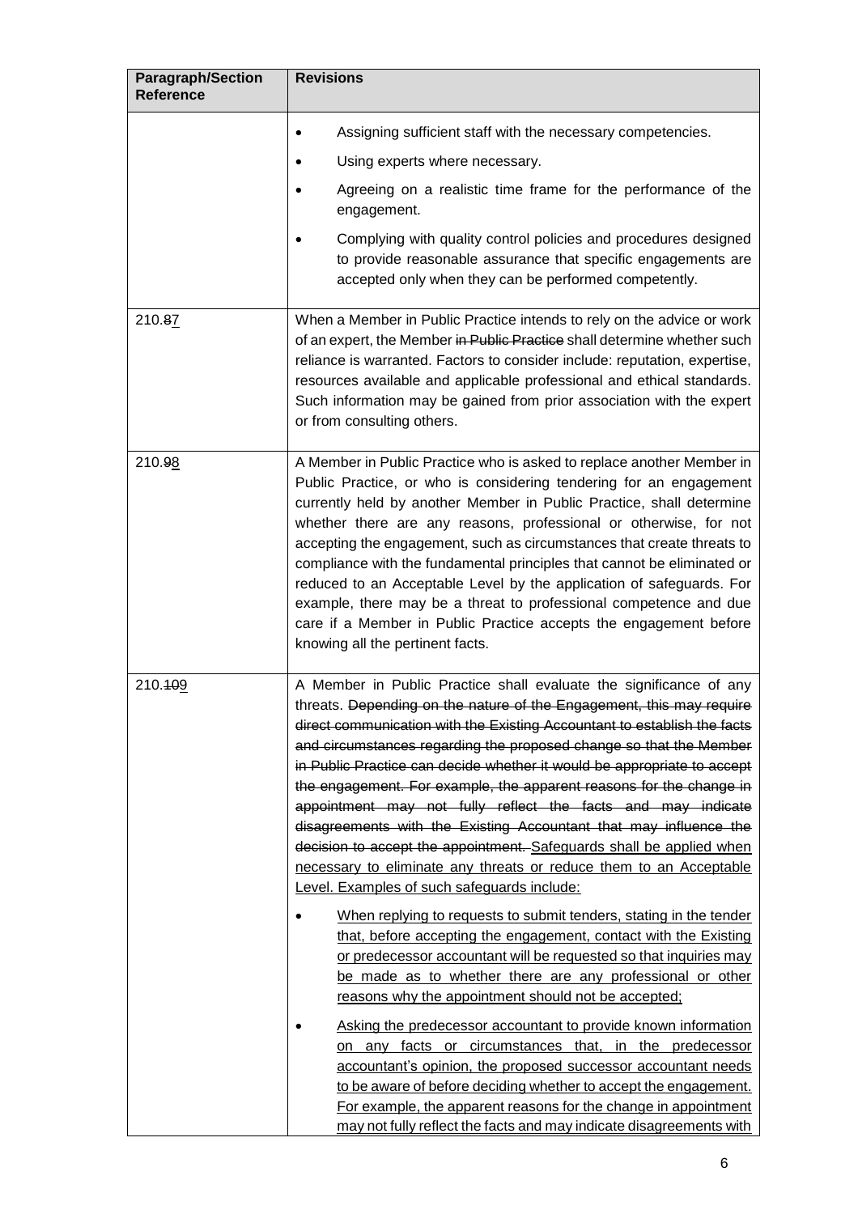| Paragraph/Section Reference | Revisions |
|---|---|
| | • Assigning sufficient staff with the necessary competencies.<br>• Using experts where necessary.<br>• Agreeing on a realistic time frame for the performance of the engagement.<br>• Complying with quality control policies and procedures designed to provide reasonable assurance that specific engagements are accepted only when they can be performed competently. |
| 210.~~8~~<u>7</u> | When a Member in Public Practice intends to rely on the advice or work of an expert, the Member ~~in Public Practice~~ shall determine whether such reliance is warranted. Factors to consider include: reputation, expertise, resources available and applicable professional and ethical standards. Such information may be gained from prior association with the expert or from consulting others. |
| 210.~~9~~<u>8</u> | A Member in Public Practice who is asked to replace another Member in Public Practice, or who is considering tendering for an engagement currently held by another Member in Public Practice, shall determine whether there are any reasons, professional or otherwise, for not accepting the engagement, such as circumstances that create threats to compliance with the fundamental principles that cannot be eliminated or reduced to an Acceptable Level by the application of safeguards. For example, there may be a threat to professional competence and due care if a Member in Public Practice accepts the engagement before knowing all the pertinent facts. |
| 210.~~10~~<u>9</u> | A Member in Public Practice shall evaluate the significance of any threats. ~~Depending on the nature of the Engagement, this may require direct communication with the Existing Accountant to establish the facts and circumstances regarding the proposed change so that the Member in Public Practice can decide whether it would be appropriate to accept the engagement. For example, the apparent reasons for the change in appointment may not fully reflect the facts and may indicate disagreements with the Existing Accountant that may influence the decision to accept the appointment.~~ <u>Safeguards shall be applied when necessary to eliminate any threats or reduce them to an Acceptable Level. Examples of such safeguards include:</u><br>• <u>When replying to requests to submit tenders, stating in the tender that, before accepting the engagement, contact with the Existing or predecessor accountant will be requested so that inquiries may be made as to whether there are any professional or other reasons why the appointment should not be accepted;</u><br>• <u>Asking the predecessor accountant to provide known information on any facts or circumstances that, in the predecessor accountant's opinion, the proposed successor accountant needs to be aware of before deciding whether to accept the engagement. For example, the apparent reasons for the change in appointment may not fully reflect the facts and may indicate disagreements with</u> |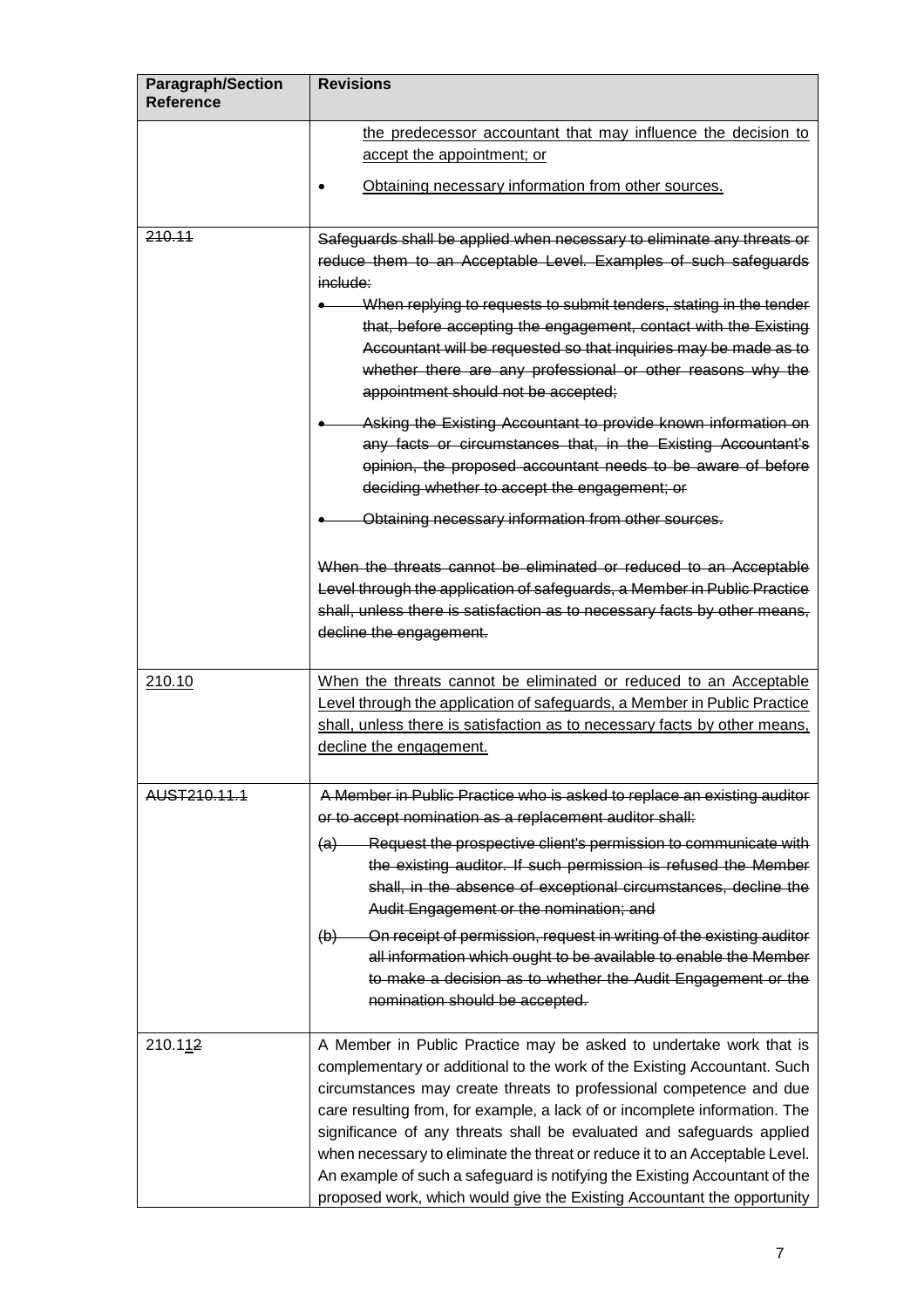| Paragraph/Section Reference | Revisions |
|---|---|
| | <u>the predecessor accountant that may influence the decision to accept the appointment; or</u><br>• <u>Obtaining necessary information from other sources.</u> |
| ~~210.11~~ | ~~Safeguards shall be applied when necessary to eliminate any threats or reduce them to an Acceptable Level. Examples of such safeguards include:~~<br>• ~~When replying to requests to submit tenders, stating in the tender that, before accepting the engagement, contact with the Existing Accountant will be requested so that inquiries may be made as to whether there are any professional or other reasons why the appointment should not be accepted;~~<br>• ~~Asking the Existing Accountant to provide known information on any facts or circumstances that, in the Existing Accountant's opinion, the proposed accountant needs to be aware of before deciding whether to accept the engagement; or~~<br>• ~~Obtaining necessary information from other sources.~~<br><br>~~When the threats cannot be eliminated or reduced to an Acceptable Level through the application of safeguards, a Member in Public Practice shall, unless there is satisfaction as to necessary facts by other means, decline the engagement.~~ |
| <u>210.10</u> | <u>When the threats cannot be eliminated or reduced to an Acceptable Level through the application of safeguards, a Member in Public Practice shall, unless there is satisfaction as to necessary facts by other means, decline the engagement.</u> |
| ~~AUST210.11.1~~ | ~~A Member in Public Practice who is asked to replace an existing auditor or to accept nomination as a replacement auditor shall:~~<br>~~(a) Request the prospective client's permission to communicate with the existing auditor. If such permission is refused the Member shall, in the absence of exceptional circumstances, decline the Audit Engagement or the nomination; and~~<br>~~(b) On receipt of permission, request in writing of the existing auditor all information which ought to be available to enable the Member to make a decision as to whether the Audit Engagement or the nomination should be accepted.~~ |
| 210.1<u>1</u>~~2~~ | A Member in Public Practice may be asked to undertake work that is complementary or additional to the work of the Existing Accountant. Such circumstances may create threats to professional competence and due care resulting from, for example, a lack of or incomplete information. The significance of any threats shall be evaluated and safeguards applied when necessary to eliminate the threat or reduce it to an Acceptable Level. An example of such a safeguard is notifying the Existing Accountant of the proposed work, which would give the Existing Accountant the opportunity |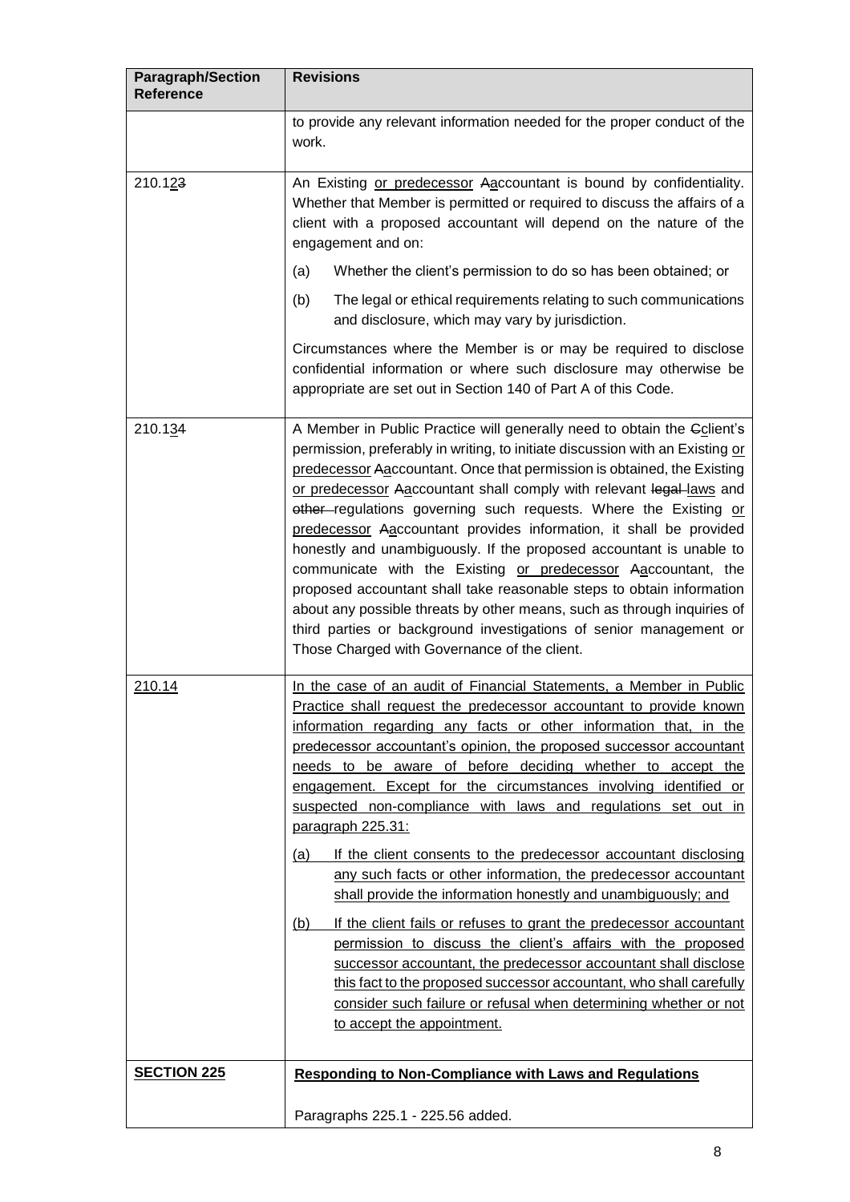| Paragraph/Section Reference | Revisions |
|---|---|
| | to provide any relevant information needed for the proper conduct of the work. |
| 210.12~~3~~ | An Existing or predecessor ~~A~~accountant is bound by confidentiality. Whether that Member is permitted or required to discuss the affairs of a client with a proposed accountant will depend on the nature of the engagement and on:<br><br>(a) Whether the client's permission to do so has been obtained; or<br><br>(b) The legal or ethical requirements relating to such communications and disclosure, which may vary by jurisdiction.<br><br>Circumstances where the Member is or may be required to disclose confidential information or where such disclosure may otherwise be appropriate are set out in Section 140 of Part A of this Code. |
| 210.13~~4~~ | A Member in Public Practice will generally need to obtain the ~~C~~client's permission, preferably in writing, to initiate discussion with an Existing or predecessor ~~A~~accountant. Once that permission is obtained, the Existing or predecessor ~~A~~accountant shall comply with relevant ~~legal~~ laws and ~~other~~ regulations governing such requests. Where the Existing or predecessor ~~A~~accountant provides information, it shall be provided honestly and unambiguously. If the proposed accountant is unable to communicate with the Existing or predecessor ~~A~~accountant, the proposed accountant shall take reasonable steps to obtain information about any possible threats by other means, such as through inquiries of third parties or background investigations of senior management or Those Charged with Governance of the client. |
| 210.14 | In the case of an audit of Financial Statements, a Member in Public Practice shall request the predecessor accountant to provide known information regarding any facts or other information that, in the predecessor accountant's opinion, the proposed successor accountant needs to be aware of before deciding whether to accept the engagement. Except for the circumstances involving identified or suspected non-compliance with laws and regulations set out in paragraph 225.31:<br><br>(a) If the client consents to the predecessor accountant disclosing any such facts or other information, the predecessor accountant shall provide the information honestly and unambiguously; and<br><br>(b) If the client fails or refuses to grant the predecessor accountant permission to discuss the client's affairs with the proposed successor accountant, the predecessor accountant shall disclose this fact to the proposed successor accountant, who shall carefully consider such failure or refusal when determining whether or not to accept the appointment. |
| **SECTION 225** | **Responding to Non-Compliance with Laws and Regulations**<br><br>Paragraphs 225.1 - 225.56 added. |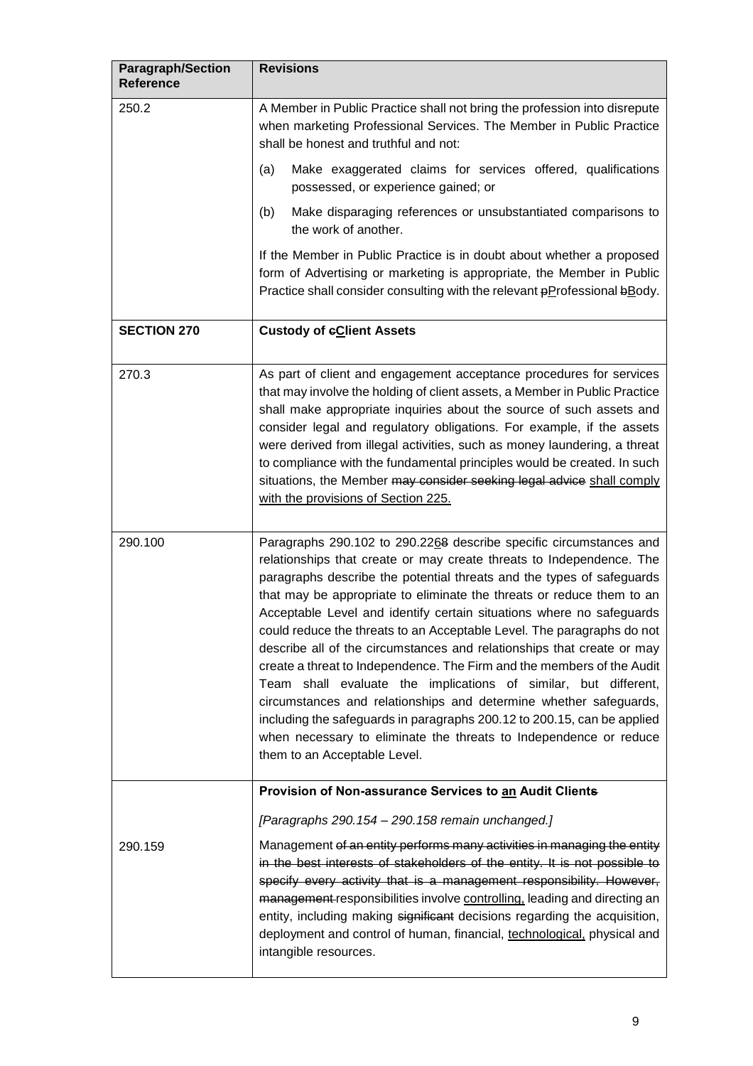| Paragraph/Section Reference | Revisions |
|---|---|
| 250.2 | A Member in Public Practice shall not bring the profession into disrepute when marketing Professional Services. The Member in Public Practice shall be honest and truthful and not:<br><br>(a) Make exaggerated claims for services offered, qualifications possessed, or experience gained; or<br><br>(b) Make disparaging references or unsubstantiated comparisons to the work of another.<br><br>If the Member in Public Practice is in doubt about whether a proposed form of Advertising or marketing is appropriate, the Member in Public Practice shall consider consulting with the relevant ~~p~~<u>P</u>rofessional ~~b~~<u>B</u>ody. |
| **SECTION 270** | **Custody of ~~c~~<u>C</u>lient Assets** |
| 270.3 | As part of client and engagement acceptance procedures for services that may involve the holding of client assets, a Member in Public Practice shall make appropriate inquiries about the source of such assets and consider legal and regulatory obligations. For example, if the assets were derived from illegal activities, such as money laundering, a threat to compliance with the fundamental principles would be created. In such situations, the Member ~~may consider seeking legal advice~~ <u>shall comply with the provisions of Section 225.</u> |
| 290.100 | Paragraphs 290.102 to 290.22<u>6</u>~~8~~ describe specific circumstances and relationships that create or may create threats to Independence. The paragraphs describe the potential threats and the types of safeguards that may be appropriate to eliminate the threats or reduce them to an Acceptable Level and identify certain situations where no safeguards could reduce the threats to an Acceptable Level. The paragraphs do not describe all of the circumstances and relationships that create or may create a threat to Independence. The Firm and the members of the Audit Team shall evaluate the implications of similar, but different, circumstances and relationships and determine whether safeguards, including the safeguards in paragraphs 200.12 to 200.15, can be applied when necessary to eliminate the threats to Independence or reduce them to an Acceptable Level. |
| | **Provision of Non-assurance Services to <u>an</u> Audit Client~~s~~**<br><br>*[Paragraphs 290.154 – 290.158 remain unchanged.]* |
| 290.159 | Management ~~of an entity performs many activities in managing the entity in the best interests of stakeholders of the entity. It is not possible to specify every activity that is a management responsibility. However, management~~ responsibilities involve <u>controlling,</u> leading and directing an entity, including making ~~significant~~ decisions regarding the acquisition, deployment and control of human, financial, <u>technological,</u> physical and intangible resources. |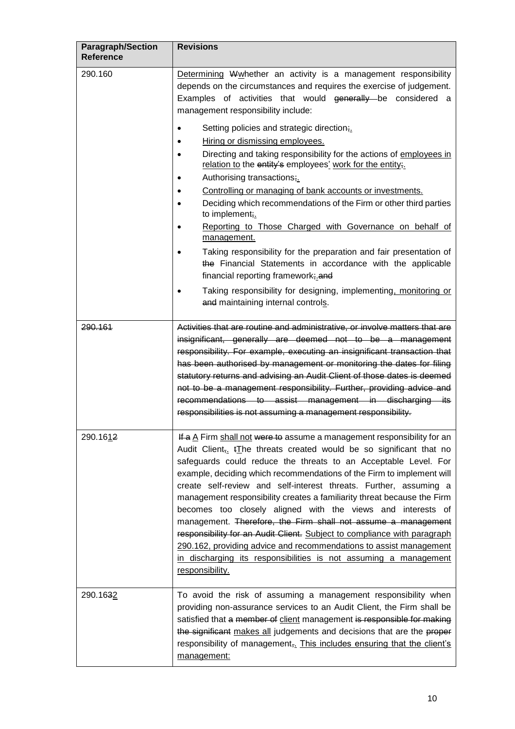| Paragraph/Section Reference | Revisions |
|---|---|
| 290.160 | <u>Determining</u> ~~W~~<u>w</u>hether an activity is a management responsibility depends on the circumstances and requires the exercise of judgement. Examples of activities that would ~~generally~~ be considered a management responsibility include:<br>• Setting policies and strategic direction~~;~~<u>.</u><br>• <u>Hiring or dismissing employees.</u><br>• Directing and taking responsibility for the actions of <u>employees in relation to</u> the ~~entity's~~ employees<u>'</u> <u>work for the entity</u>~~;~~<u>.</u><br>• Authorising transactions~~;~~<u>.</u><br>• <u>Controlling or managing of bank accounts or investments.</u><br>• Deciding which recommendations of the Firm or other third parties to implement~~;~~<u>.</u><br>• <u>Reporting to Those Charged with Governance on behalf of management.</u><br>• Taking responsibility for the preparation and fair presentation of ~~the~~ Financial Statements in accordance with the applicable financial reporting framework~~;~~<u>.</u>~~and~~<br>• Taking responsibility for designing, implementing<u>, monitoring or</u> ~~and~~ maintaining internal control<u>s</u>. |
| ~~290.161~~ | ~~Activities that are routine and administrative, or involve matters that are insignificant, generally are deemed not to be a management responsibility. For example, executing an insignificant transaction that has been authorised by management or monitoring the dates for filing statutory returns and advising an Audit Client of those dates is deemed not to be a management responsibility. Further, providing advice and recommendations to assist management in discharging its responsibilities is not assuming a management responsibility.~~ |
| 290.16<u>1</u>~~2~~ | ~~If a~~ <u>A</u> Firm <u>shall not</u> ~~were to~~ assume a management responsibility for an Audit Client~~,~~<u>.</u> ~~t~~<u>T</u>he threats created would be so significant that no safeguards could reduce the threats to an Acceptable Level. For example, deciding which recommendations of the Firm to implement will create self-review and self-interest threats. Further, assuming a management responsibility creates a familiarity threat because the Firm becomes too closely aligned with the views and interests of management. ~~Therefore, the Firm shall not assume a management responsibility for an Audit Client.~~ <u>Subject to compliance with paragraph 290.162, providing advice and recommendations to assist management in discharging its responsibilities is not assuming a management responsibility.</u> |
| 290.16~~3~~<u>2</u> | To avoid the risk of assuming a management responsibility when providing non-assurance services to an Audit Client, the Firm shall be satisfied that ~~a member of~~ <u>client</u> management ~~is responsible for making the significant~~ <u>makes all</u> judgements and decisions that are the ~~proper~~ responsibility of management~~,~~<u>.</u> <u>This includes ensuring that the client's management:</u> |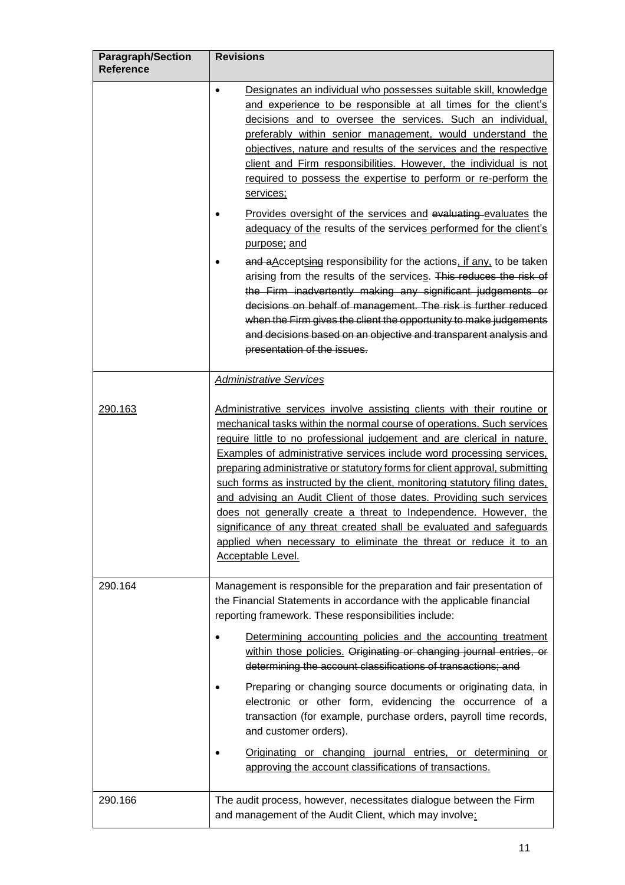| Paragraph/Section Reference | Revisions |
|---|---|
| | • Designates an individual who possesses suitable skill, knowledge and experience to be responsible at all times for the client's decisions and to oversee the services. Such an individual, preferably within senior management, would understand the objectives, nature and results of the services and the respective client and Firm responsibilities. However, the individual is not required to possess the expertise to perform or re-perform the services;<br><br>• Provides oversight of the services and ~~evaluating~~ evaluates the adequacy of the results of the services performed for the client's purpose; and<br><br>• ~~and a~~Accepts~~ing~~ responsibility for the actions, if any, to be taken arising from the results of the services. ~~This reduces the risk of the Firm inadvertently making any significant judgements or decisions on behalf of management. The risk is further reduced when the Firm gives the client the opportunity to make judgements and decisions based on an objective and transparent analysis and presentation of the issues.~~ |
| | *Administrative Services* |
| 290.163 | Administrative services involve assisting clients with their routine or mechanical tasks within the normal course of operations. Such services require little to no professional judgement and are clerical in nature. Examples of administrative services include word processing services, preparing administrative or statutory forms for client approval, submitting such forms as instructed by the client, monitoring statutory filing dates, and advising an Audit Client of those dates. Providing such services does not generally create a threat to Independence. However, the significance of any threat created shall be evaluated and safeguards applied when necessary to eliminate the threat or reduce it to an Acceptable Level. |
| 290.164 | Management is responsible for the preparation and fair presentation of the Financial Statements in accordance with the applicable financial reporting framework. These responsibilities include:<br><br>• Determining accounting policies and the accounting treatment within those policies. ~~Originating or changing journal entries, or determining the account classifications of transactions; and~~<br><br>• Preparing or changing source documents or originating data, in electronic or other form, evidencing the occurrence of a transaction (for example, purchase orders, payroll time records, and customer orders).<br><br>• Originating or changing journal entries, or determining or approving the account classifications of transactions. |
| 290.166 | The audit process, however, necessitates dialogue between the Firm and management of the Audit Client, which may involve: |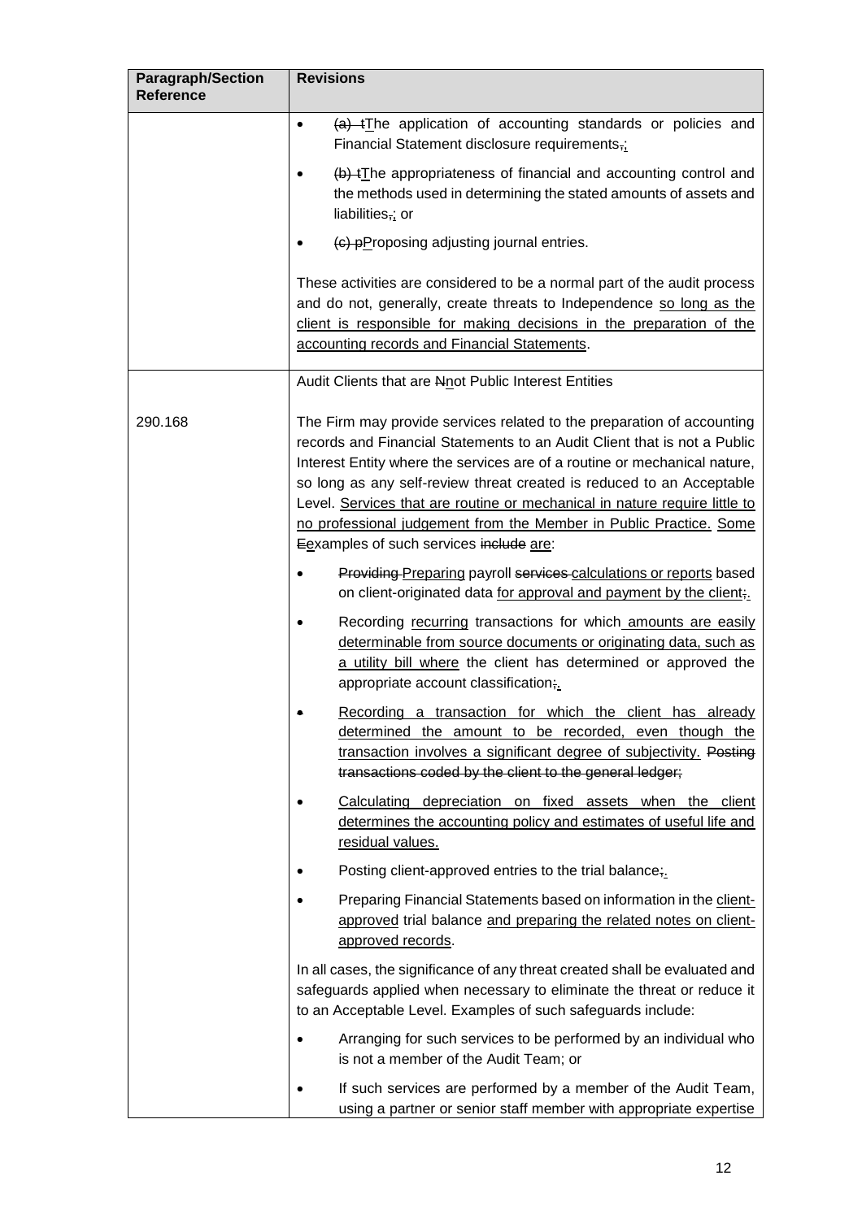| Paragraph/Section Reference | Revisions |
| --- | --- |
| | • ~~(a) t~~The application of accounting standards or policies and Financial Statement disclosure requirements~~,~~<u>;</u><br><br>• ~~(b) t~~The appropriateness of financial and accounting control and the methods used in determining the stated amounts of assets and liabilities~~,~~<u>;</u> or<br><br>• ~~(c) p~~Proposing adjusting journal entries.<br><br>These activities are considered to be a normal part of the audit process and do not, generally, create threats to Independence <u>so long as the client is responsible for making decisions in the preparation of the accounting records and Financial Statements</u>. |
| | Audit Clients that are ~~N~~<u>n</u>ot Public Interest Entities |
| 290.168 | The Firm may provide services related to the preparation of accounting records and Financial Statements to an Audit Client that is not a Public Interest Entity where the services are of a routine or mechanical nature, so long as any self-review threat created is reduced to an Acceptable Level. <u>Services that are routine or mechanical in nature require little to no professional judgement from the Member in Public Practice. Some</u> ~~E~~<u>e</u>xamples of such services ~~include~~ <u>are</u>:<br><br>• ~~Providing~~ <u>Preparing</u> payroll ~~services~~ <u>calculations or reports</u> based on client-originated data <u>for approval and payment by the client</u>~~;~~<u>.</u><br><br>• Recording <u>recurring</u> transactions for which <u>amounts are easily determinable from source documents or originating data, such as a utility bill where</u> the client has determined or approved the appropriate account classification~~;~~<u>.</u><br><br>• <u>Recording a transaction for which the client has already determined the amount to be recorded, even though the transaction involves a significant degree of subjectivity.</u> ~~Posting transactions coded by the client to the general ledger;~~<br><br>• <u>Calculating depreciation on fixed assets when the client determines the accounting policy and estimates of useful life and residual values.</u><br><br>• Posting client-approved entries to the trial balance~~;~~<u>.</u><br><br>• Preparing Financial Statements based on information in the <u>client-approved</u> trial balance <u>and preparing the related notes on client-approved records</u>.<br><br>In all cases, the significance of any threat created shall be evaluated and safeguards applied when necessary to eliminate the threat or reduce it to an Acceptable Level. Examples of such safeguards include:<br><br>• Arranging for such services to be performed by an individual who is not a member of the Audit Team; or<br><br>• If such services are performed by a member of the Audit Team, using a partner or senior staff member with appropriate expertise |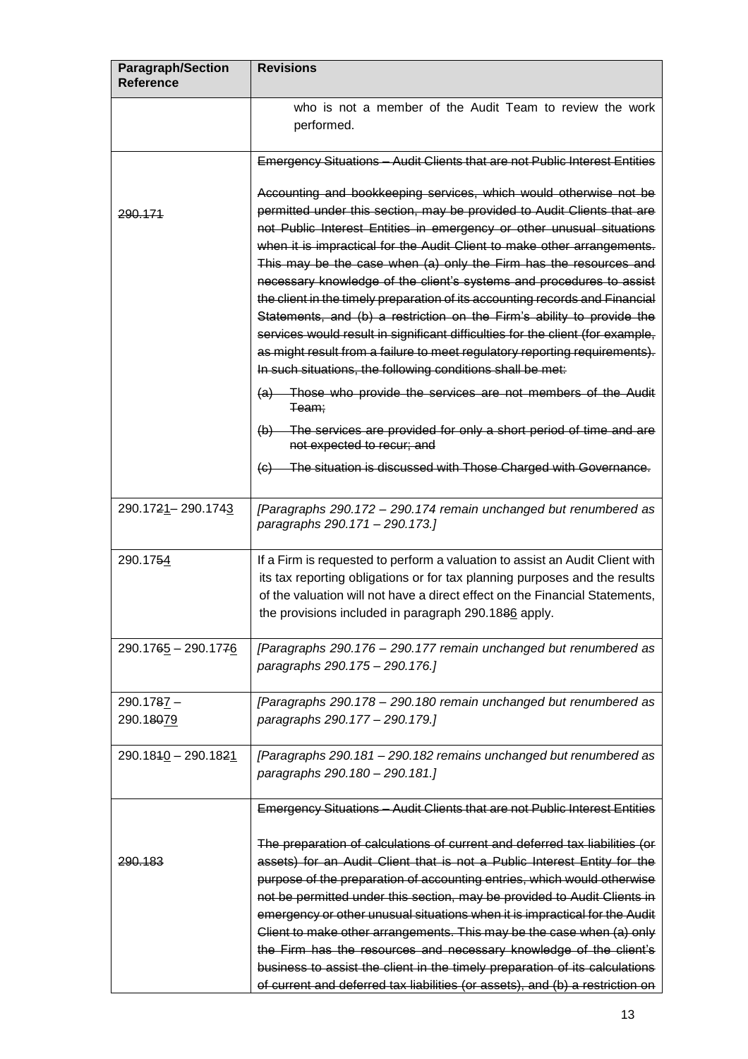| Paragraph/Section Reference | Revisions |
|---|---|
| | who is not a member of the Audit Team to review the work performed. |
| ~~290.171~~ | ~~Emergency Situations – Audit Clients that are not Public Interest Entities~~<br><br>~~Accounting and bookkeeping services, which would otherwise not be permitted under this section, may be provided to Audit Clients that are not Public Interest Entities in emergency or other unusual situations when it is impractical for the Audit Client to make other arrangements. This may be the case when (a) only the Firm has the resources and necessary knowledge of the client's systems and procedures to assist the client in the timely preparation of its accounting records and Financial Statements, and (b) a restriction on the Firm's ability to provide the services would result in significant difficulties for the client (for example, as might result from a failure to meet regulatory reporting requirements). In such situations, the following conditions shall be met:~~<br><br>~~(a) Those who provide the services are not members of the Audit Team;~~<br><br>~~(b) The services are provided for only a short period of time and are not expected to recur; and~~<br><br>~~(c) The situation is discussed with Those Charged with Governance.~~ |
| 290.17~~2~~<u>1</u>– 290.17~~4~~<u>3</u> | *[Paragraphs 290.172 – 290.174 remain unchanged but renumbered as paragraphs 290.171 – 290.173.]* |
| 290.17~~5~~<u>4</u> | If a Firm is requested to perform a valuation to assist an Audit Client with its tax reporting obligations or for tax planning purposes and the results of the valuation will not have a direct effect on the Financial Statements, the provisions included in paragraph 290.18~~8~~<u>6</u> apply. |
| 290.17~~6~~<u>5</u> – 290.17~~7~~<u>6</u> | *[Paragraphs 290.176 – 290.177 remain unchanged but renumbered as paragraphs 290.175 – 290.176.]* |
| 290.17~~8~~<u>7</u> – 290.1~~80~~<u>79</u> | *[Paragraphs 290.178 – 290.180 remain unchanged but renumbered as paragraphs 290.177 – 290.179.]* |
| 290.18~~1~~<u>0</u> – 290.18~~2~~<u>1</u> | *[Paragraphs 290.181 – 290.182 remains unchanged but renumbered as paragraphs 290.180 – 290.181.]* |
| ~~290.183~~ | ~~Emergency Situations – Audit Clients that are not Public Interest Entities~~<br><br>~~The preparation of calculations of current and deferred tax liabilities (or assets) for an Audit Client that is not a Public Interest Entity for the purpose of the preparation of accounting entries, which would otherwise not be permitted under this section, may be provided to Audit Clients in emergency or other unusual situations when it is impractical for the Audit Client to make other arrangements. This may be the case when (a) only the Firm has the resources and necessary knowledge of the client's business to assist the client in the timely preparation of its calculations of current and deferred tax liabilities (or assets), and (b) a restriction on~~ |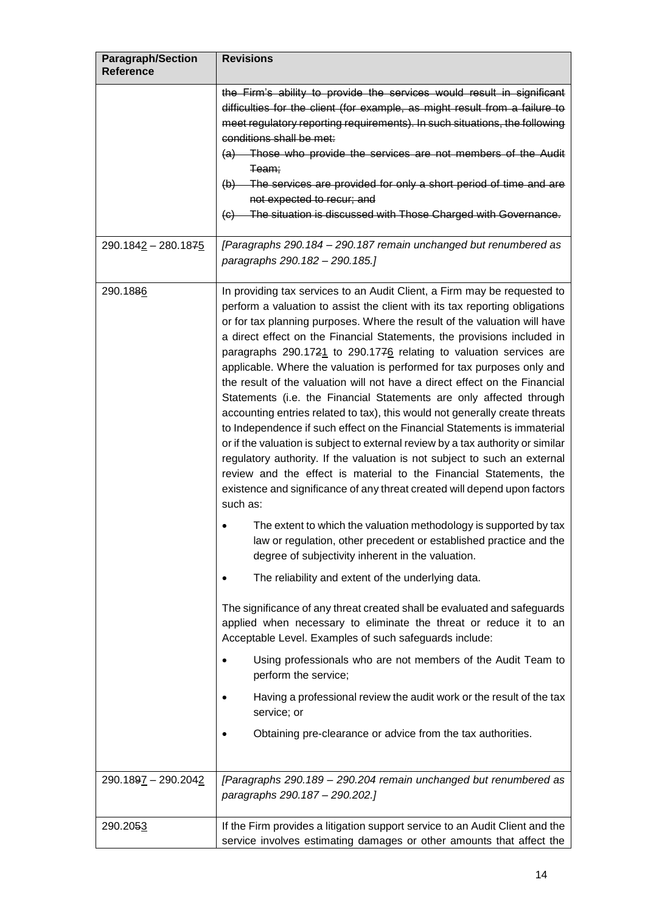| Paragraph/Section Reference | Revisions |
| --- | --- |
| | ~~the Firm's ability to provide the services would result in significant difficulties for the client (for example, as might result from a failure to meet regulatory reporting requirements). In such situations, the following conditions shall be met:~~<br>~~(a) Those who provide the services are not members of the Audit Team;~~<br>~~(b) The services are provided for only a short period of time and are not expected to recur; and~~<br>~~(c) The situation is discussed with Those Charged with Governance.~~ |
| 290.184~~4~~2 – 280.187~~7~~5 | *[Paragraphs 290.184 – 290.187 remain unchanged but renumbered as paragraphs 290.182 – 290.185.]* |
| 290.18~~8~~6 | In providing tax services to an Audit Client, a Firm may be requested to perform a valuation to assist the client with its tax reporting obligations or for tax planning purposes. Where the result of the valuation will have a direct effect on the Financial Statements, the provisions included in paragraphs 290.17~~2~~1 to 290.17~~7~~6 relating to valuation services are applicable. Where the valuation is performed for tax purposes only and the result of the valuation will not have a direct effect on the Financial Statements (i.e. the Financial Statements are only affected through accounting entries related to tax), this would not generally create threats to Independence if such effect on the Financial Statements is immaterial or if the valuation is subject to external review by a tax authority or similar regulatory authority. If the valuation is not subject to such an external review and the effect is material to the Financial Statements, the existence and significance of any threat created will depend upon factors such as:<br>• The extent to which the valuation methodology is supported by tax law or regulation, other precedent or established practice and the degree of subjectivity inherent in the valuation.<br>• The reliability and extent of the underlying data.<br><br>The significance of any threat created shall be evaluated and safeguards applied when necessary to eliminate the threat or reduce it to an Acceptable Level. Examples of such safeguards include:<br>• Using professionals who are not members of the Audit Team to perform the service;<br>• Having a professional review the audit work or the result of the tax service; or<br>• Obtaining pre-clearance or advice from the tax authorities. |
| 290.18~~9~~7 – 290.204~~4~~2 | *[Paragraphs 290.189 – 290.204 remain unchanged but renumbered as paragraphs 290.187 – 290.202.]* |
| 290.20~~5~~3 | If the Firm provides a litigation support service to an Audit Client and the service involves estimating damages or other amounts that affect the |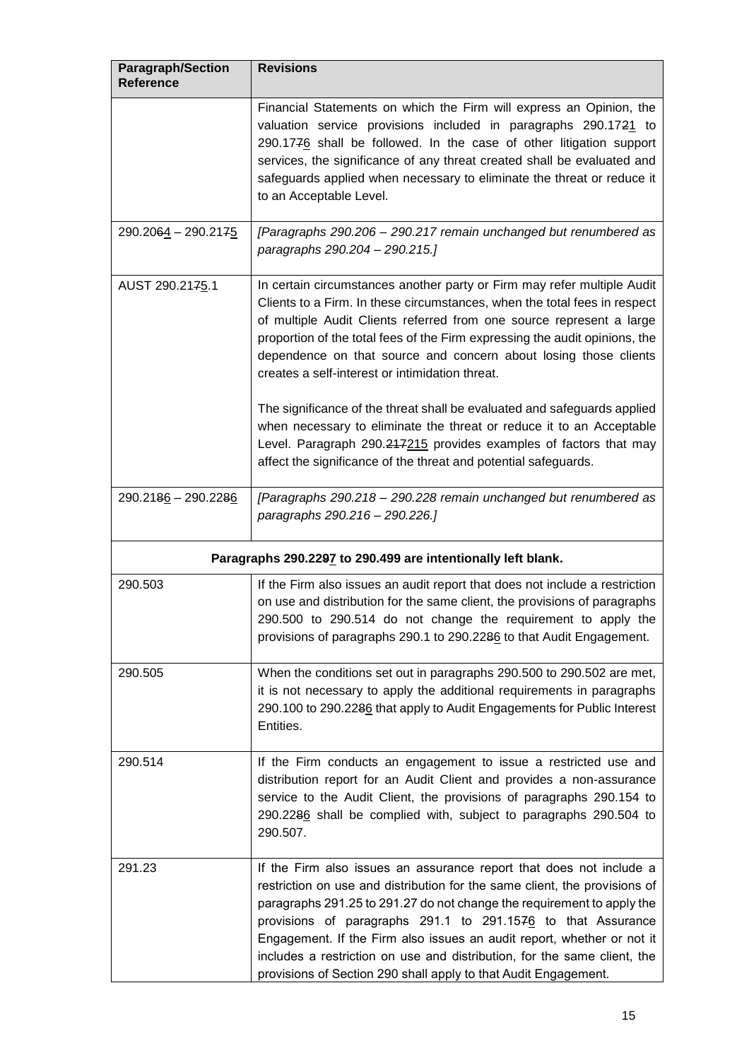| Paragraph/Section Reference | Revisions |
|---|---|
| | Financial Statements on which the Firm will express an Opinion, the valuation service provisions included in paragraphs 290.17~~2~~<u>1</u> to 290.17~~7~~<u>6</u> shall be followed. In the case of other litigation support services, the significance of any threat created shall be evaluated and safeguards applied when necessary to eliminate the threat or reduce it to an Acceptable Level. |
| 290.20~~6~~<u>4</u> – 290.21~~7~~<u>5</u> | *[Paragraphs 290.206 – 290.217 remain unchanged but renumbered as paragraphs 290.204 – 290.215.]* |
| AUST 290.21~~7~~<u>5</u>.1 | In certain circumstances another party or Firm may refer multiple Audit Clients to a Firm. In these circumstances, when the total fees in respect of multiple Audit Clients referred from one source represent a large proportion of the total fees of the Firm expressing the audit opinions, the dependence on that source and concern about losing those clients creates a self-interest or intimidation threat.<br><br>The significance of the threat shall be evaluated and safeguards applied when necessary to eliminate the threat or reduce it to an Acceptable Level. Paragraph 290.~~217~~<u>215</u> provides examples of factors that may affect the significance of the threat and potential safeguards. |
| 290.21~~8~~<u>6</u> – 290.22~~8~~<u>6</u> | *[Paragraphs 290.218 – 290.228 remain unchanged but renumbered as paragraphs 290.216 – 290.226.]* |
| **Paragraphs 290.22~~9~~<u>7</u> to 290.499 are intentionally left blank.** | |
| 290.503 | If the Firm also issues an audit report that does not include a restriction on use and distribution for the same client, the provisions of paragraphs 290.500 to 290.514 do not change the requirement to apply the provisions of paragraphs 290.1 to 290.22~~8~~<u>6</u> to that Audit Engagement. |
| 290.505 | When the conditions set out in paragraphs 290.500 to 290.502 are met, it is not necessary to apply the additional requirements in paragraphs 290.100 to 290.22~~8~~<u>6</u> that apply to Audit Engagements for Public Interest Entities. |
| 290.514 | If the Firm conducts an engagement to issue a restricted use and distribution report for an Audit Client and provides a non-assurance service to the Audit Client, the provisions of paragraphs 290.154 to 290.22~~8~~<u>6</u> shall be complied with, subject to paragraphs 290.504 to 290.507. |
| 291.23 | If the Firm also issues an assurance report that does not include a restriction on use and distribution for the same client, the provisions of paragraphs 291.25 to 291.27 do not change the requirement to apply the provisions of paragraphs 291.1 to 291.15~~7~~<u>6</u> to that Assurance Engagement. If the Firm also issues an audit report, whether or not it includes a restriction on use and distribution, for the same client, the provisions of Section 290 shall apply to that Audit Engagement. |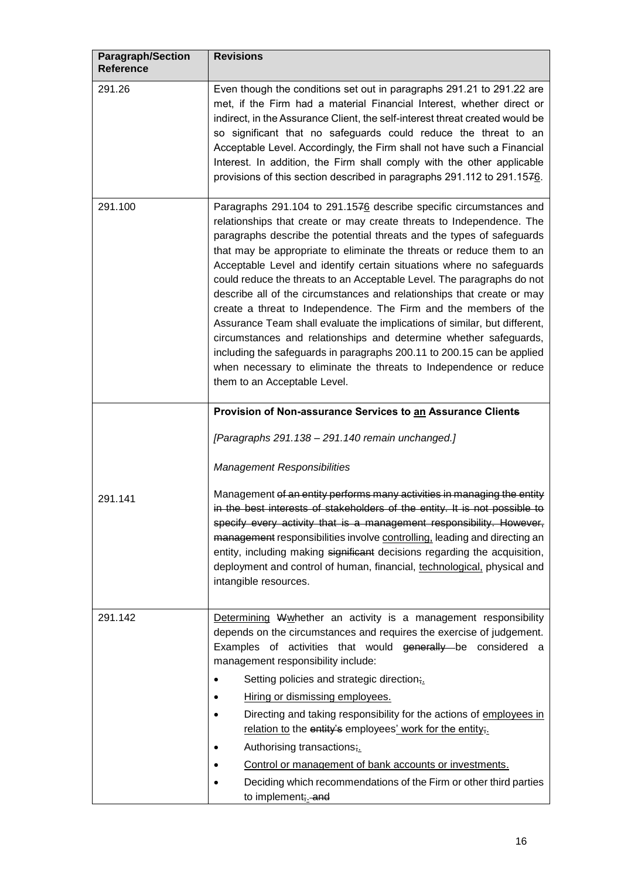| Paragraph/Section Reference | Revisions |
|---|---|
| 291.26 | Even though the conditions set out in paragraphs 291.21 to 291.22 are met, if the Firm had a material Financial Interest, whether direct or indirect, in the Assurance Client, the self-interest threat created would be so significant that no safeguards could reduce the threat to an Acceptable Level. Accordingly, the Firm shall not have such a Financial Interest. In addition, the Firm shall comply with the other applicable provisions of this section described in paragraphs 291.112 to 291.15~~7~~<u>6</u>. |
| 291.100 | Paragraphs 291.104 to 291.15~~7~~<u>6</u> describe specific circumstances and relationships that create or may create threats to Independence. The paragraphs describe the potential threats and the types of safeguards that may be appropriate to eliminate the threats or reduce them to an Acceptable Level and identify certain situations where no safeguards could reduce the threats to an Acceptable Level. The paragraphs do not describe all of the circumstances and relationships that create or may create a threat to Independence. The Firm and the members of the Assurance Team shall evaluate the implications of similar, but different, circumstances and relationships and determine whether safeguards, including the safeguards in paragraphs 200.11 to 200.15 can be applied when necessary to eliminate the threats to Independence or reduce them to an Acceptable Level. |
| | **Provision of Non-assurance Services to <u>an</u> Assurance Client~~s~~**<br><br>*[Paragraphs 291.138 – 291.140 remain unchanged.]*<br><br>*Management Responsibilities* |
| 291.141 | Management ~~of an entity performs many activities in managing the entity in the best interests of stakeholders of the entity. It is not possible to specify every activity that is a management responsibility. However, management~~ responsibilities involve <u>controlling,</u> leading and directing an entity, including making ~~significant~~ decisions regarding the acquisition, deployment and control of human, financial, <u>technological,</u> physical and intangible resources. |
| 291.142 | <u>Determining</u> ~~W~~<u>w</u>hether an activity is a management responsibility depends on the circumstances and requires the exercise of judgement. Examples of activities that would ~~generally~~ be considered a management responsibility include:<br>• Setting policies and strategic direction~~;~~<u>.</u><br>• <u>Hiring or dismissing employees.</u><br>• Directing and taking responsibility for the actions of <u>employees in relation to</u> the ~~entity's~~ employees<u>' work for the entity</u>~~;~~<u>.</u><br>• Authorising transactions~~;~~<u>.</u><br>• <u>Control or management of bank accounts or investments.</u><br>• Deciding which recommendations of the Firm or other third parties to implement~~;~~<u>.</u> ~~and~~ |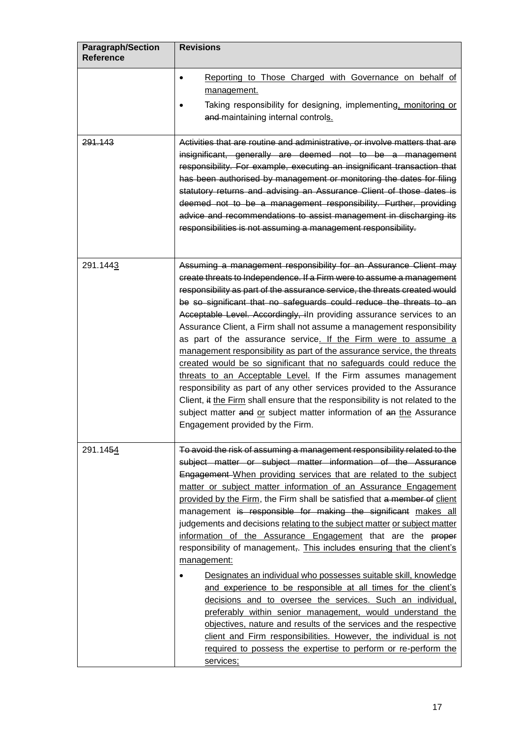| Paragraph/Section Reference | Revisions |
|---|---|
| | • Reporting to Those Charged with Governance on behalf of management. <br> • Taking responsibility for designing, implementing, monitoring or ~~and~~ maintaining internal controls. |
| ~~291.143~~ | ~~Activities that are routine and administrative, or involve matters that are insignificant, generally are deemed not to be a management responsibility. For example, executing an insignificant transaction that has been authorised by management or monitoring the dates for filing statutory returns and advising an Assurance Client of those dates is deemed not to be a management responsibility. Further, providing advice and recommendations to assist management in discharging its responsibilities is not assuming a management responsibility.~~ |
| 291.14~~4~~3 | ~~Assuming a management responsibility for an Assurance Client may create threats to Independence. If a Firm were to assume a management responsibility as part of the assurance service, the threats created would be so significant that no safeguards could reduce the threats to an Acceptable Level. Accordingly, i~~In providing assurance services to an Assurance Client, a Firm shall not assume a management responsibility as part of the assurance service. If the Firm were to assume a management responsibility as part of the assurance service, the threats created would be so significant that no safeguards could reduce the threats to an Acceptable Level. If the Firm assumes management responsibility as part of any other services provided to the Assurance Client, ~~it~~ the Firm shall ensure that the responsibility is not related to the subject matter ~~and~~ or subject matter information of ~~an~~ the Assurance Engagement provided by the Firm. |
| 291.14~~5~~4 | ~~To avoid the risk of assuming a management responsibility related to the subject matter or subject matter information of the Assurance Engagement~~ When providing services that are related to the subject matter or subject matter information of an Assurance Engagement provided by the Firm, the Firm shall be satisfied that ~~a member of~~ client management ~~is responsible for making the significant~~ makes all judgements and decisions relating to the subject matter or subject matter information of the Assurance Engagement that are the ~~proper~~ responsibility of management~~,~~. This includes ensuring that the client's management: <br> • Designates an individual who possesses suitable skill, knowledge and experience to be responsible at all times for the client's decisions and to oversee the services. Such an individual, preferably within senior management, would understand the objectives, nature and results of the services and the respective client and Firm responsibilities. However, the individual is not required to possess the expertise to perform or re-perform the services; |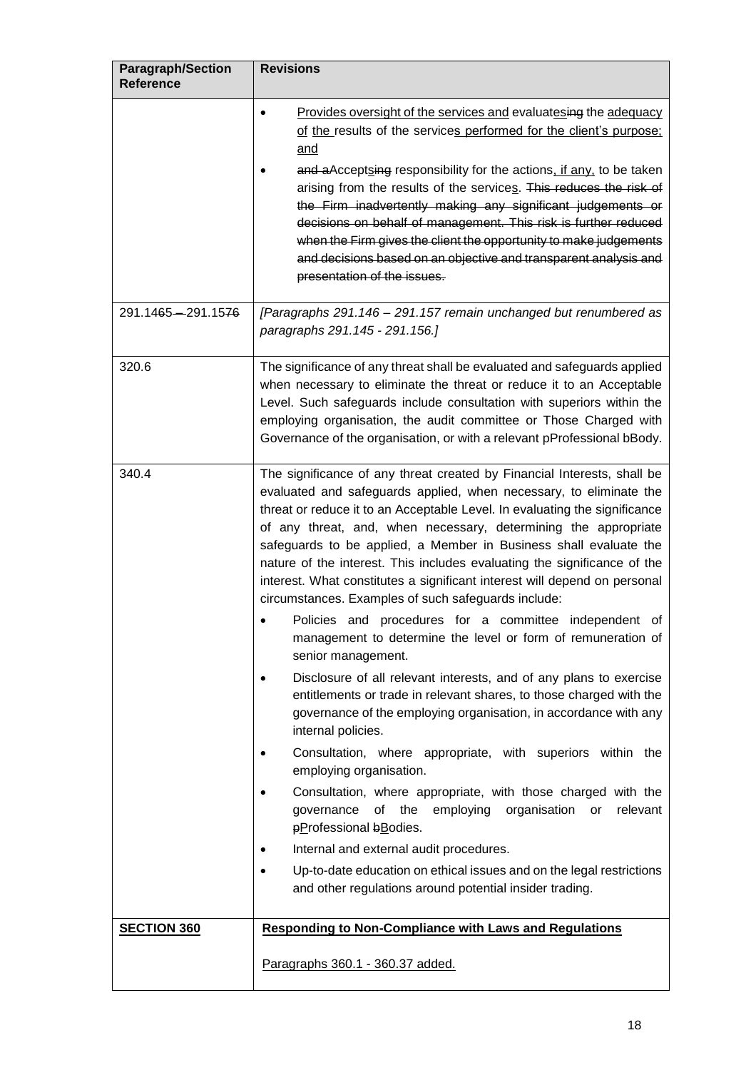| Paragraph/Section Reference | Revisions |
|---|---|
| | • Provides oversight of the services and evaluatesing the adequacy of the results of the services performed for the client's purpose; and<br>• and aAcceptsing responsibility for the actions, if any, to be taken arising from the results of the services. This reduces the risk of the Firm inadvertently making any significant judgements or decisions on behalf of management. This risk is further reduced when the Firm gives the client the opportunity to make judgements and decisions based on an objective and transparent analysis and presentation of the issues. |
| 291.1465 – 291.1576 | *[Paragraphs 291.146 – 291.157 remain unchanged but renumbered as paragraphs 291.145 - 291.156.]* |
| 320.6 | The significance of any threat shall be evaluated and safeguards applied when necessary to eliminate the threat or reduce it to an Acceptable Level. Such safeguards include consultation with superiors within the employing organisation, the audit committee or Those Charged with Governance of the organisation, or with a relevant pProfessional bBody. |
| 340.4 | The significance of any threat created by Financial Interests, shall be evaluated and safeguards applied, when necessary, to eliminate the threat or reduce it to an Acceptable Level. In evaluating the significance of any threat, and, when necessary, determining the appropriate safeguards to be applied, a Member in Business shall evaluate the nature of the interest. This includes evaluating the significance of the interest. What constitutes a significant interest will depend on personal circumstances. Examples of such safeguards include:<br>• Policies and procedures for a committee independent of management to determine the level or form of remuneration of senior management.<br>• Disclosure of all relevant interests, and of any plans to exercise entitlements or trade in relevant shares, to those charged with the governance of the employing organisation, in accordance with any internal policies.<br>• Consultation, where appropriate, with superiors within the employing organisation.<br>• Consultation, where appropriate, with those charged with the governance of the employing organisation or relevant pProfessional bBodies.<br>• Internal and external audit procedures.<br>• Up-to-date education on ethical issues and on the legal restrictions and other regulations around potential insider trading. |
| **SECTION 360** | **Responding to Non-Compliance with Laws and Regulations**<br><br>Paragraphs 360.1 - 360.37 added. |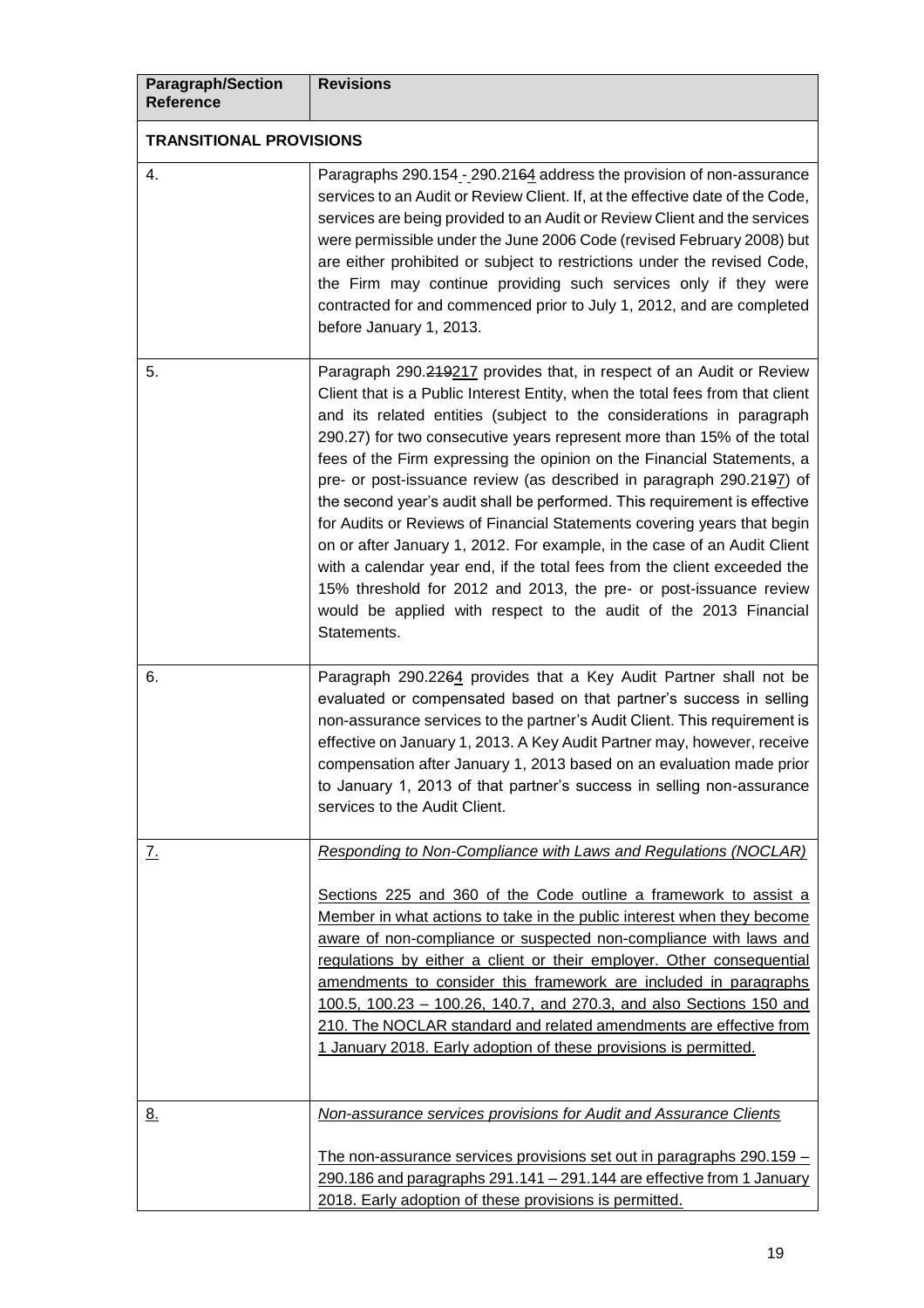| Paragraph/Section Reference | Revisions |
|---|---|
| **TRANSITIONAL PROVISIONS** | |
| 4. | Paragraphs 290.154 - 290.2164 address the provision of non-assurance services to an Audit or Review Client. If, at the effective date of the Code, services are being provided to an Audit or Review Client and the services were permissible under the June 2006 Code (revised February 2008) but are either prohibited or subject to restrictions under the revised Code, the Firm may continue providing such services only if they were contracted for and commenced prior to July 1, 2012, and are completed before January 1, 2013. |
| 5. | Paragraph 290.219217 provides that, in respect of an Audit or Review Client that is a Public Interest Entity, when the total fees from that client and its related entities (subject to the considerations in paragraph 290.27) for two consecutive years represent more than 15% of the total fees of the Firm expressing the opinion on the Financial Statements, a pre- or post-issuance review (as described in paragraph 290.2197) of the second year's audit shall be performed. This requirement is effective for Audits or Reviews of Financial Statements covering years that begin on or after January 1, 2012. For example, in the case of an Audit Client with a calendar year end, if the total fees from the client exceeded the 15% threshold for 2012 and 2013, the pre- or post-issuance review would be applied with respect to the audit of the 2013 Financial Statements. |
| 6. | Paragraph 290.2264 provides that a Key Audit Partner shall not be evaluated or compensated based on that partner's success in selling non-assurance services to the partner's Audit Client. This requirement is effective on January 1, 2013. A Key Audit Partner may, however, receive compensation after January 1, 2013 based on an evaluation made prior to January 1, 2013 of that partner's success in selling non-assurance services to the Audit Client. |
| 7. | *Responding to Non-Compliance with Laws and Regulations (NOCLAR)*<br><br>Sections 225 and 360 of the Code outline a framework to assist a Member in what actions to take in the public interest when they become aware of non-compliance or suspected non-compliance with laws and regulations by either a client or their employer. Other consequential amendments to consider this framework are included in paragraphs 100.5, 100.23 – 100.26, 140.7, and 270.3, and also Sections 150 and 210. The NOCLAR standard and related amendments are effective from 1 January 2018. Early adoption of these provisions is permitted. |
| 8. | *Non-assurance services provisions for Audit and Assurance Clients*<br><br>The non-assurance services provisions set out in paragraphs 290.159 – 290.186 and paragraphs 291.141 – 291.144 are effective from 1 January 2018. Early adoption of these provisions is permitted. |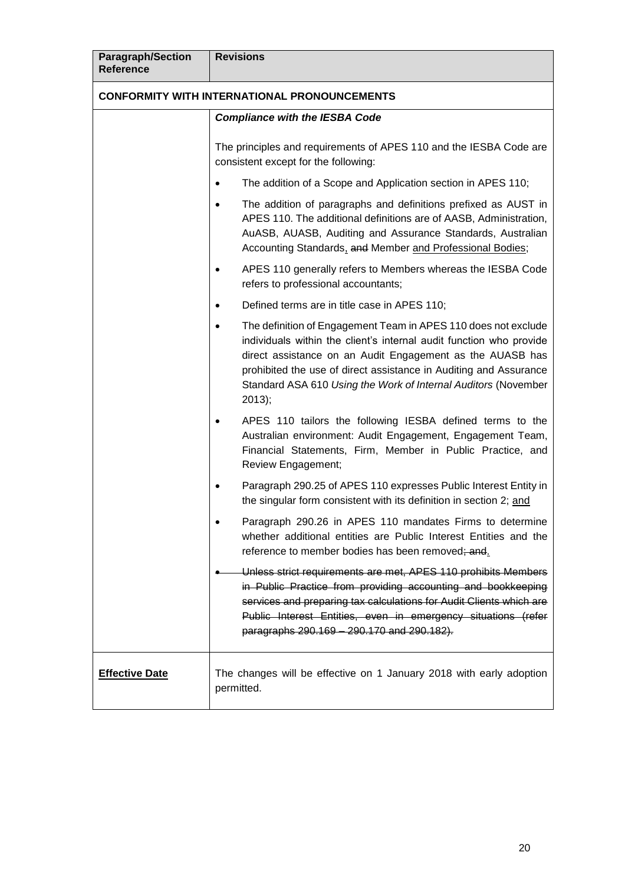| Paragraph/Section Reference | Revisions |
|---|---|
| **CONFORMITY WITH INTERNATIONAL PRONOUNCEMENTS** | |
| | ***Compliance with the IESBA Code***<br><br>The principles and requirements of APES 110 and the IESBA Code are consistent except for the following:<br><br>• The addition of a Scope and Application section in APES 110;<br>• The addition of paragraphs and definitions prefixed as AUST in APES 110. The additional definitions are of AASB, Administration, AuASB, AUASB, Auditing and Assurance Standards, Australian Accounting Standards<ins>,</ins> ~~and~~ Member <ins>and Professional Bodies</ins>;<br>• APES 110 generally refers to Members whereas the IESBA Code refers to professional accountants;<br>• Defined terms are in title case in APES 110;<br>• The definition of Engagement Team in APES 110 does not exclude individuals within the client's internal audit function who provide direct assistance on an Audit Engagement as the AUASB has prohibited the use of direct assistance in Auditing and Assurance Standard ASA 610 *Using the Work of Internal Auditors* (November 2013);<br>• APES 110 tailors the following IESBA defined terms to the Australian environment: Audit Engagement, Engagement Team, Financial Statements, Firm, Member in Public Practice, and Review Engagement;<br>• Paragraph 290.25 of APES 110 expresses Public Interest Entity in the singular form consistent with its definition in section 2; <ins>and</ins><br>• Paragraph 290.26 in APES 110 mandates Firms to determine whether additional entities are Public Interest Entities and the reference to member bodies has been removed~~; and~~<ins>.</ins><br>• ~~Unless strict requirements are met, APES 110 prohibits Members in Public Practice from providing accounting and bookkeeping services and preparing tax calculations for Audit Clients which are Public Interest Entities, even in emergency situations (refer paragraphs 290.169 – 290.170 and 290.182).~~ |
| <ins>**Effective Date**</ins> | The changes will be effective on 1 January 2018 with early adoption permitted. |